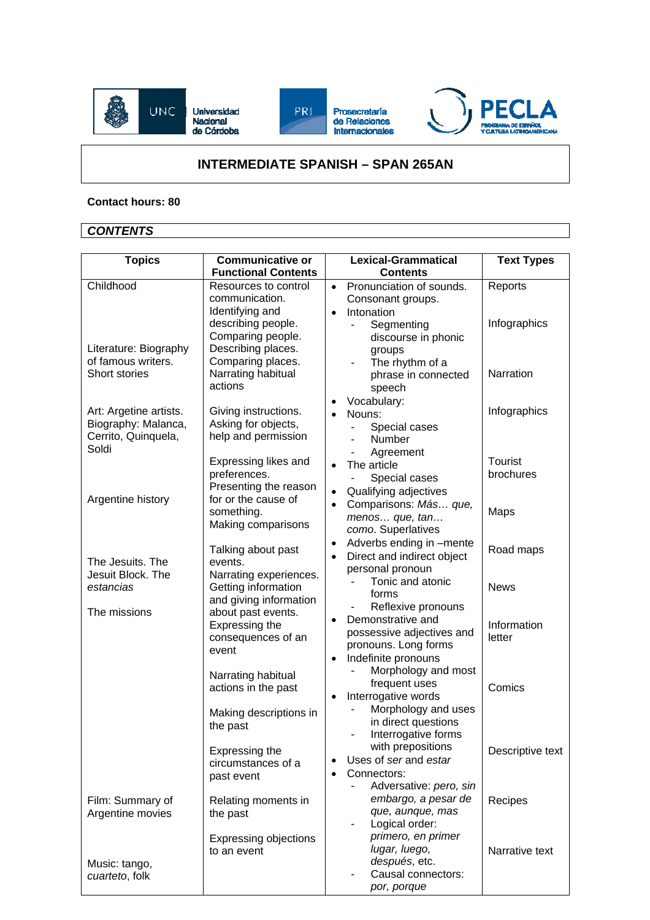Universidad Nacional de Córdoba | Prosecretaría de Relaciones Internacionales | PECLA Programa de Español y Cultura Latinoamericana

# INTERMEDIATE SPANISH – SPAN 265AN

**Contact hours: 80**

## *CONTENTS*

| Topics | Communicative or Functional Contents | Lexical-Grammatical Contents | Text Types |
|---|---|---|---|
| Childhood<br><br>Literature: Biography of famous writers. Short stories<br><br>Art: Argetine artists. Biography: Malanca, Cerrito, Quinquela, Soldi<br><br>Argentine history<br><br>The Jesuits. The Jesuit Block. The *estancias*<br><br>The missions<br><br>Film: Summary of Argentine movies<br><br>Music: tango, *cuarteto*, folk | Resources to control communication.<br>Identifying and describing people.<br>Comparing people.<br>Describing places.<br>Comparing places.<br>Narrating habitual actions<br><br>Giving instructions.<br>Asking for objects, help and permission<br><br>Expressing likes and preferences.<br>Presenting the reason for or the cause of something.<br>Making comparisons<br><br>Talking about past events.<br>Narrating experiences.<br>Getting information and giving information about past events.<br>Expressing the consequences of an event<br><br>Narrating habitual actions in the past<br><br>Making descriptions in the past<br><br>Expressing the circumstances of a past event<br><br>Relating moments in the past<br><br>Expressing objections to an event | • Pronunciation of sounds. Consonant groups.<br>• Intonation<br>- Segmenting discourse in phonic groups<br>- The rhythm of a phrase in connected speech<br>• Vocabulary:<br>• Nouns:<br>- Special cases<br>- Number<br>- Agreement<br>• The article<br>- Special cases<br>• Qualifying adjectives<br>• Comparisons: *Más… que, menos… que, tan… como*. Superlatives<br>• Adverbs ending in –mente<br>• Direct and indirect object personal pronoun<br>- Tonic and atonic forms<br>- Reflexive pronouns<br>• Demonstrative and possessive adjectives and pronouns. Long forms<br>• Indefinite pronouns<br>- Morphology and most frequent uses<br>• Interrogative words<br>- Morphology and uses in direct questions<br>- Interrogative forms with prepositions<br>• Uses of *ser* and *estar*<br>• Connectors:<br>- Adversative: *pero, sin embargo, a pesar de que, aunque, mas*<br>- Logical order: *primero, en primer lugar, luego, después*, etc.<br>- Causal connectors: *por, porque* | Reports<br><br>Infographics<br><br>Narration<br><br>Infographics<br><br>Tourist brochures<br><br>Maps<br><br>Road maps<br><br>News<br><br>Information letter<br><br>Comics<br><br>Descriptive text<br><br>Recipes<br><br>Narrative text |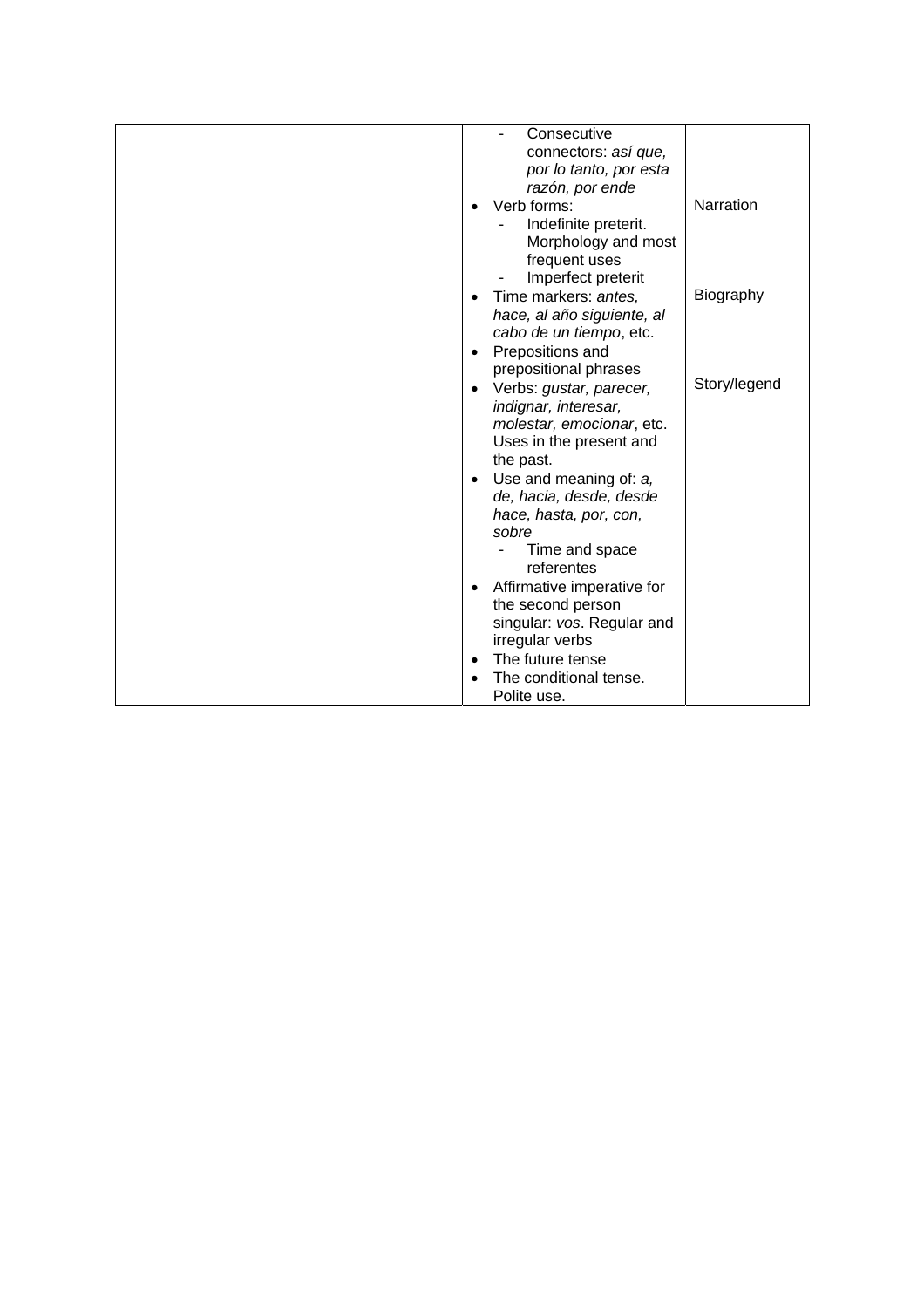| | | | |
|---|---|---|---|
| | | - Consecutive connectors: *así que, por lo tanto, por esta razón, por ende*<br>• Verb forms:<br>- Indefinite preterit. Morphology and most frequent uses<br>- Imperfect preterit<br>• Time markers: *antes, hace, al año siguiente, al cabo de un tiempo*, etc.<br>• Prepositions and prepositional phrases<br>• Verbs: *gustar, parecer, indignar, interesar, molestar, emocionar*, etc. Uses in the present and the past.<br>• Use and meaning of: *a, de, hacia, desde, desde hace, hasta, por, con, sobre*<br>- Time and space referentes<br>• Affirmative imperative for the second person singular: *vos*. Regular and irregular verbs<br>• The future tense<br>• The conditional tense. Polite use. | Narration<br><br>Biography<br><br>Story/legend |